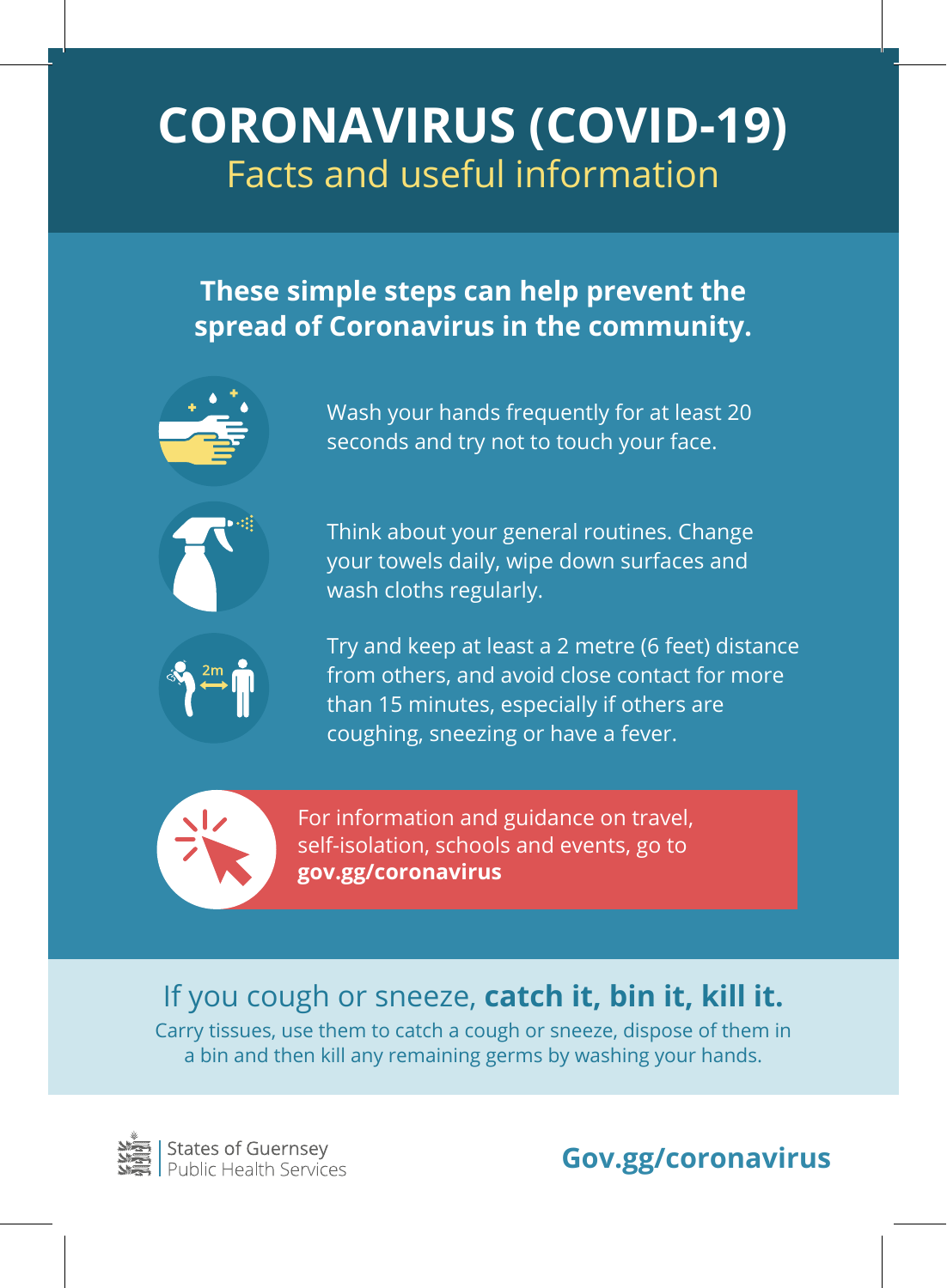# CORONAVIRUS (COVID-19)

## Facts and useful information

**These simple steps can help prevent the spread of Coronavirus in the community.**

Wash your hands frequently for at least 20 seconds and try not to touch your face.

Think about your general routines. Change your towels daily, wipe down surfaces and wash cloths regularly.

Try and keep at least a 2 metre (6 feet) distance from others, and avoid close contact for more than 15 minutes, especially if others are coughing, sneezing or have a fever.

For information and guidance on travel, self-isolation, schools and events, go to **gov.gg/coronavirus**

## If you cough or sneeze, **catch it, bin it, kill it.**

Carry tissues, use them to catch a cough or sneeze, dispose of them in a bin and then kill any remaining germs by washing your hands.

States of Guernsey
Public Health Services

**Gov.gg/coronavirus**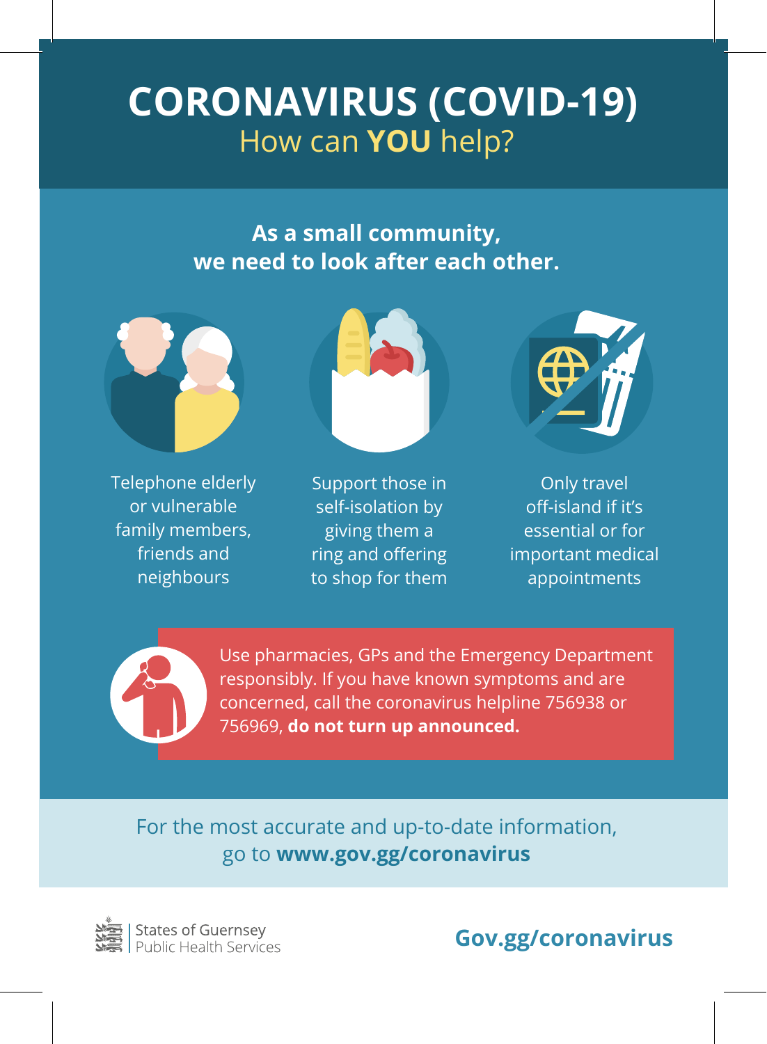# CORONAVIRUS (COVID-19)

## How can **YOU** help?

**As a small community, we need to look after each other.**

Telephone elderly or vulnerable family members, friends and neighbours

Support those in self-isolation by giving them a ring and offering to shop for them

Only travel off-island if it's essential or for important medical appointments

Use pharmacies, GPs and the Emergency Department responsibly. If you have known symptoms and are concerned, call the coronavirus helpline 756938 or 756969, **do not turn up announced.**

For the most accurate and up-to-date information, go to **www.gov.gg/coronavirus**

States of Guernsey
Public Health Services

**Gov.gg/coronavirus**